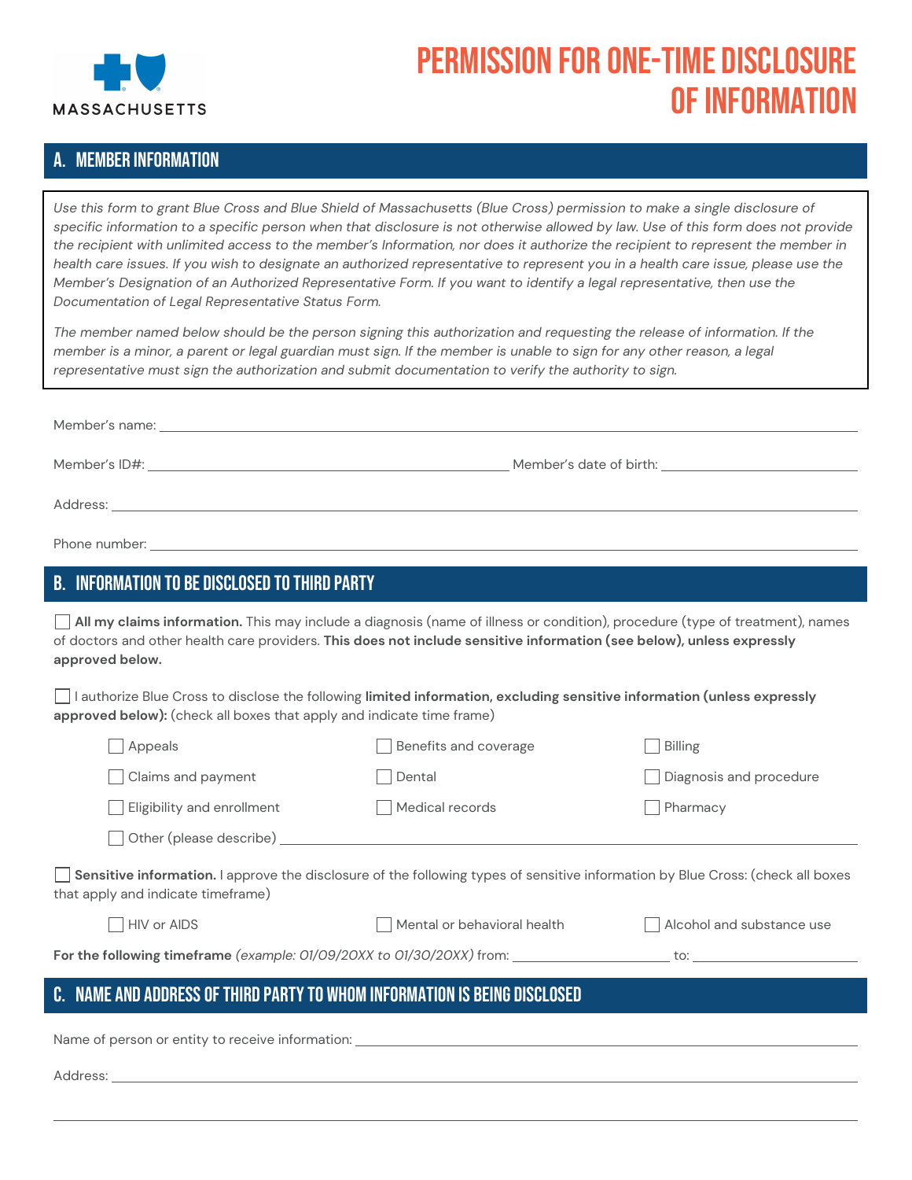MASSACHUSETTS

# PERMISSION FOR ONE-TIME DISCLOSURE OF INFORMATION

## A. MEMBER INFORMATION

*Use this form to grant Blue Cross and Blue Shield of Massachusetts (Blue Cross) permission to make a single disclosure of specific information to a specific person when that disclosure is not otherwise allowed by law. Use of this form does not provide the recipient with unlimited access to the member's Information, nor does it authorize the recipient to represent the member in health care issues. If you wish to designate an authorized representative to represent you in a health care issue, please use the Member's Designation of an Authorized Representative Form. If you want to identify a legal representative, then use the Documentation of Legal Representative Status Form.*

*The member named below should be the person signing this authorization and requesting the release of information. If the member is a minor, a parent or legal guardian must sign. If the member is unable to sign for any other reason, a legal representative must sign the authorization and submit documentation to verify the authority to sign.*

Member's name: ______________________________

Member's ID#: ______________________________ Member's date of birth: ______________________________

Address: ______________________________

Phone number: ______________________________

## B. INFORMATION TO BE DISCLOSED TO THIRD PARTY

☐ **All my claims information.** This may include a diagnosis (name of illness or condition), procedure (type of treatment), names of doctors and other health care providers. **This does not include sensitive information (see below), unless expressly approved below.**

☐ I authorize Blue Cross to disclose the following **limited information, excluding sensitive information (unless expressly approved below):** (check all boxes that apply and indicate time frame)

- ☐ Appeals
- ☐ Benefits and coverage
- ☐ Billing
- ☐ Claims and payment
- ☐ Dental
- ☐ Diagnosis and procedure
- ☐ Eligibility and enrollment
- ☐ Medical records
- ☐ Pharmacy
- ☐ Other (please describe) ______________________________

☐ **Sensitive information.** I approve the disclosure of the following types of sensitive information by Blue Cross: (check all boxes that apply and indicate timeframe)

- ☐ HIV or AIDS
- ☐ Mental or behavioral health
- ☐ Alcohol and substance use

**For the following timeframe** *(example: 01/09/20XX to 01/30/20XX)* from: ______________ to: ______________

## C. NAME AND ADDRESS OF THIRD PARTY TO WHOM INFORMATION IS BEING DISCLOSED

Name of person or entity to receive information: ______________________________

Address: ______________________________

______________________________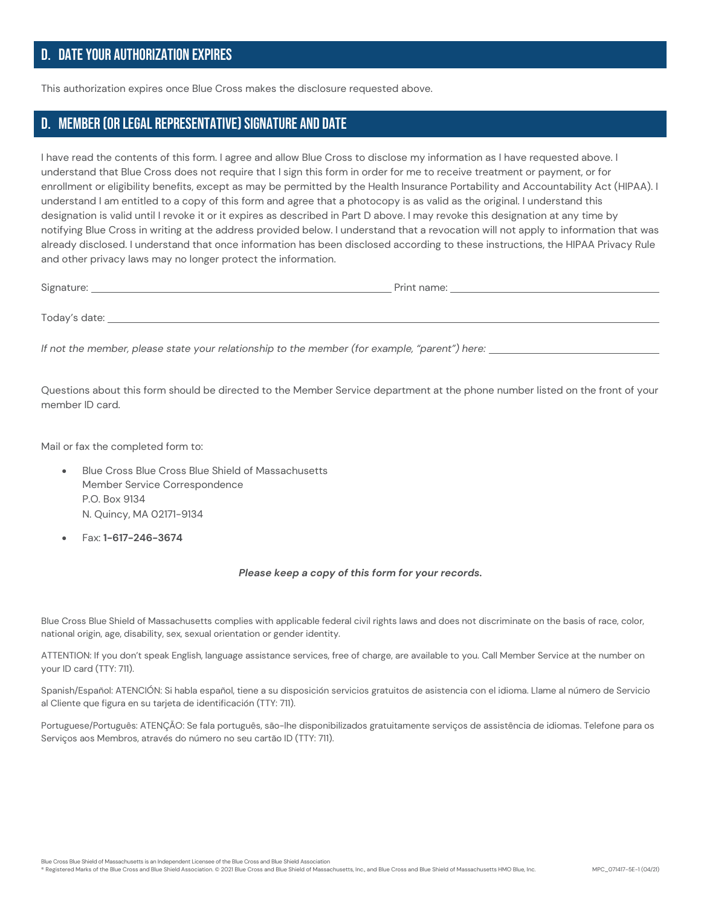## D. DATE YOUR AUTHORIZATION EXPIRES

This authorization expires once Blue Cross makes the disclosure requested above.

## D. MEMBER (OR LEGAL REPRESENTATIVE) SIGNATURE AND DATE

I have read the contents of this form. I agree and allow Blue Cross to disclose my information as I have requested above. I understand that Blue Cross does not require that I sign this form in order for me to receive treatment or payment, or for enrollment or eligibility benefits, except as may be permitted by the Health Insurance Portability and Accountability Act (HIPAA). I understand I am entitled to a copy of this form and agree that a photocopy is as valid as the original. I understand this designation is valid until I revoke it or it expires as described in Part D above. I may revoke this designation at any time by notifying Blue Cross in writing at the address provided below. I understand that a revocation will not apply to information that was already disclosed. I understand that once information has been disclosed according to these instructions, the HIPAA Privacy Rule and other privacy laws may no longer protect the information.

Signature: ______________________________ Print name: ______________________________

Today's date: ______________________________

*If not the member, please state your relationship to the member (for example, "parent") here:* ______________________________

Questions about this form should be directed to the Member Service department at the phone number listed on the front of your member ID card.

Mail or fax the completed form to:

- Blue Cross Blue Cross Blue Shield of Massachusetts
  Member Service Correspondence
  P.O. Box 9134
  N. Quincy, MA 02171-9134
- Fax: **1-617-246-3674**

***Please keep a copy of this form for your records.***

Blue Cross Blue Shield of Massachusetts complies with applicable federal civil rights laws and does not discriminate on the basis of race, color, national origin, age, disability, sex, sexual orientation or gender identity.

ATTENTION: If you don't speak English, language assistance services, free of charge, are available to you. Call Member Service at the number on your ID card (TTY: 711).

Spanish/Español: ATENCIÓN: Si habla español, tiene a su disposición servicios gratuitos de asistencia con el idioma. Llame al número de Servicio al Cliente que figura en su tarjeta de identificación (TTY: 711).

Portuguese/Português: ATENÇÃO: Se fala português, são-lhe disponibilizados gratuitamente serviços de assistência de idiomas. Telefone para os Serviços aos Membros, através do número no seu cartão ID (TTY: 711).

Blue Cross Blue Shield of Massachusetts is an Independent Licensee of the Blue Cross and Blue Shield Association
® Registered Marks of the Blue Cross and Blue Shield Association. © 2021 Blue Cross and Blue Shield of Massachusetts, Inc., and Blue Cross and Blue Shield of Massachusetts HMO Blue, Inc. MPC_071417-5E-1 (04/21)